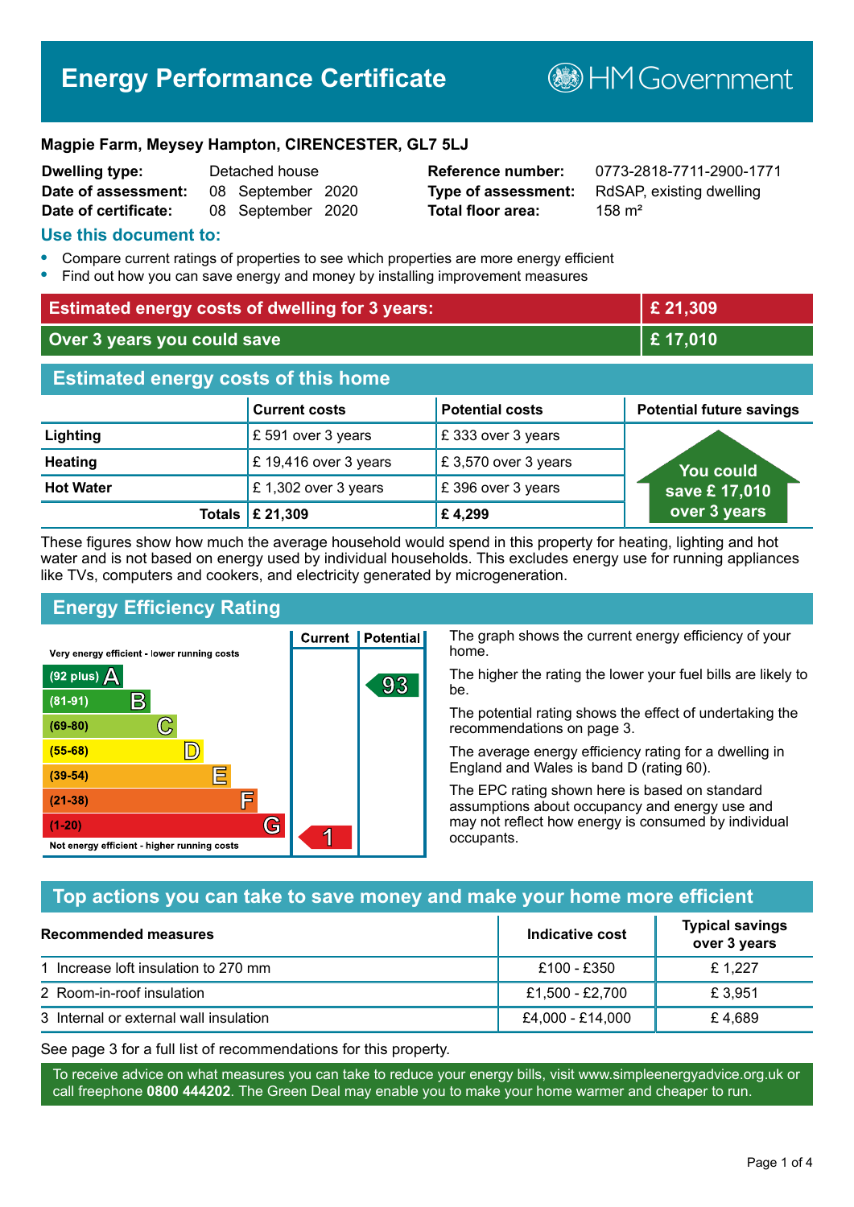# Energy Performance Certificate

HM Government

**Magpie Farm, Meysey Hampton, CIRENCESTER, GL7 5LJ**

| | | | |
|---|---|---|---|
| **Dwelling type:** | Detached house | **Reference number:** | 0773-2818-7711-2900-1771 |
| **Date of assessment:** | 08 September 2020 | **Type of assessment:** | RdSAP, existing dwelling |
| **Date of certificate:** | 08 September 2020 | **Total floor area:** | 158 m² |

## Use this document to:

- Compare current ratings of properties to see which properties are more energy efficient
- Find out how you can save energy and money by installing improvement measures

| | |
|---|---|
| **Estimated energy costs of dwelling for 3 years:** | **£ 21,309** |
| **Over 3 years you could save** | **£ 17,010** |

## Estimated energy costs of this home

| | Current costs | Potential costs | Potential future savings |
|---|---|---|---|
| **Lighting** | £ 591 over 3 years | £ 333 over 3 years | You could save £ 17,010 over 3 years |
| **Heating** | £ 19,416 over 3 years | £ 3,570 over 3 years | |
| **Hot Water** | £ 1,302 over 3 years | £ 396 over 3 years | |
| **Totals** | **£ 21,309** | **£ 4,299** | |

These figures show how much the average household would spend in this property for heating, lighting and hot water and is not based on energy used by individual households. This excludes energy use for running appliances like TVs, computers and cookers, and electricity generated by microgeneration.

## Energy Efficiency Rating

| Rating band | Current | Potential |
|---|---|---|
| Very energy efficient - lower running costs | | |
| (92 plus) A | | 93 |
| (81-91) B | | |
| (69-80) C | | |
| (55-68) D | | |
| (39-54) E | | |
| (21-38) F | | |
| (1-20) G | 1 | |
| Not energy efficient - higher running costs | | |

The graph shows the current energy efficiency of your home.

The higher the rating the lower your fuel bills are likely to be.

The potential rating shows the effect of undertaking the recommendations on page 3.

The average energy efficiency rating for a dwelling in England and Wales is band D (rating 60).

The EPC rating shown here is based on standard assumptions about occupancy and energy use and may not reflect how energy is consumed by individual occupants.

## Top actions you can take to save money and make your home more efficient

| Recommended measures | Indicative cost | Typical savings over 3 years |
|---|---|---|
| 1 Increase loft insulation to 270 mm | £100 - £350 | £ 1,227 |
| 2 Room-in-roof insulation | £1,500 - £2,700 | £ 3,951 |
| 3 Internal or external wall insulation | £4,000 - £14,000 | £ 4,689 |

See page 3 for a full list of recommendations for this property.

To receive advice on what measures you can take to reduce your energy bills, visit www.simpleenergyadvice.org.uk or call freephone **0800 444202**. The Green Deal may enable you to make your home warmer and cheaper to run.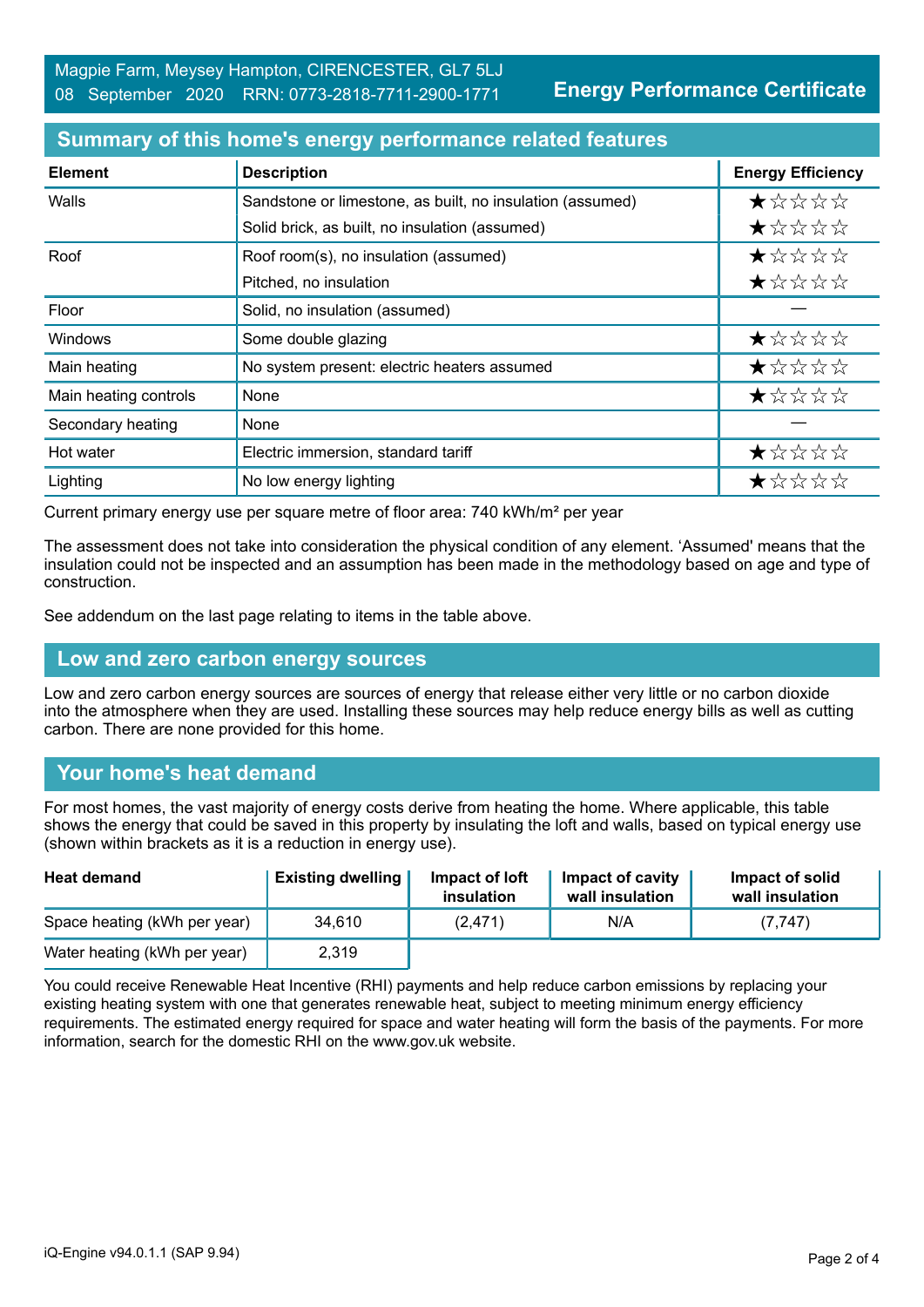Magpie Farm, Meysey Hampton, CIRENCESTER, GL7 5LJ
08 September 2020 RRN: 0773-2818-7711-2900-1771

**Energy Performance Certificate**

## Summary of this home's energy performance related features

| Element | Description | Energy Efficiency |
|---|---|---|
| Walls | Sandstone or limestone, as built, no insulation (assumed) | ★☆☆☆☆ |
| | Solid brick, as built, no insulation (assumed) | ★☆☆☆☆ |
| Roof | Roof room(s), no insulation (assumed) | ★☆☆☆☆ |
| | Pitched, no insulation | ★☆☆☆☆ |
| Floor | Solid, no insulation (assumed) | — |
| Windows | Some double glazing | ★☆☆☆☆ |
| Main heating | No system present: electric heaters assumed | ★☆☆☆☆ |
| Main heating controls | None | ★☆☆☆☆ |
| Secondary heating | None | — |
| Hot water | Electric immersion, standard tariff | ★☆☆☆☆ |
| Lighting | No low energy lighting | ★☆☆☆☆ |

Current primary energy use per square metre of floor area: 740 kWh/m² per year

The assessment does not take into consideration the physical condition of any element. 'Assumed' means that the insulation could not be inspected and an assumption has been made in the methodology based on age and type of construction.

See addendum on the last page relating to items in the table above.

## Low and zero carbon energy sources

Low and zero carbon energy sources are sources of energy that release either very little or no carbon dioxide into the atmosphere when they are used. Installing these sources may help reduce energy bills as well as cutting carbon. There are none provided for this home.

## Your home's heat demand

For most homes, the vast majority of energy costs derive from heating the home. Where applicable, this table shows the energy that could be saved in this property by insulating the loft and walls, based on typical energy use (shown within brackets as it is a reduction in energy use).

| Heat demand | Existing dwelling | Impact of loft insulation | Impact of cavity wall insulation | Impact of solid wall insulation |
|---|---|---|---|---|
| Space heating (kWh per year) | 34,610 | (2,471) | N/A | (7,747) |
| Water heating (kWh per year) | 2,319 | | | |

You could receive Renewable Heat Incentive (RHI) payments and help reduce carbon emissions by replacing your existing heating system with one that generates renewable heat, subject to meeting minimum energy efficiency requirements. The estimated energy required for space and water heating will form the basis of the payments. For more information, search for the domestic RHI on the www.gov.uk website.

iQ-Engine v94.0.1.1 (SAP 9.94)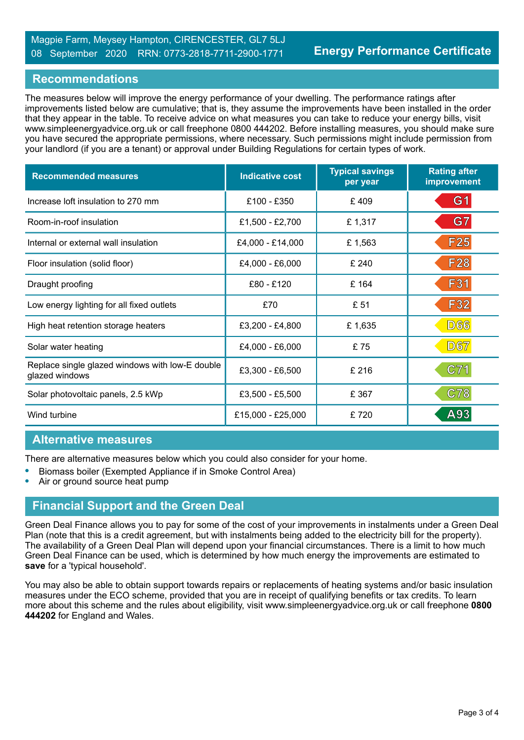Magpie Farm, Meysey Hampton, CIRENCESTER, GL7 5LJ
08 September 2020 RRN: 0773-2818-7711-2900-1771

**Energy Performance Certificate**

## Recommendations

The measures below will improve the energy performance of your dwelling. The performance ratings after improvements listed below are cumulative; that is, they assume the improvements have been installed in the order that they appear in the table. To receive advice on what measures you can take to reduce your energy bills, visit www.simpleenergyadvice.org.uk or call freephone 0800 444202. Before installing measures, you should make sure you have secured the appropriate permissions, where necessary. Such permissions might include permission from your landlord (if you are a tenant) or approval under Building Regulations for certain types of work.

| Recommended measures | Indicative cost | Typical savings per year | Rating after improvement |
|---|---|---|---|
| Increase loft insulation to 270 mm | £100 - £350 | £ 409 | G1 |
| Room-in-roof insulation | £1,500 - £2,700 | £ 1,317 | G7 |
| Internal or external wall insulation | £4,000 - £14,000 | £ 1,563 | F25 |
| Floor insulation (solid floor) | £4,000 - £6,000 | £ 240 | F28 |
| Draught proofing | £80 - £120 | £ 164 | F31 |
| Low energy lighting for all fixed outlets | £70 | £ 51 | F32 |
| High heat retention storage heaters | £3,200 - £4,800 | £ 1,635 | D66 |
| Solar water heating | £4,000 - £6,000 | £ 75 | D67 |
| Replace single glazed windows with low-E double glazed windows | £3,300 - £6,500 | £ 216 | C71 |
| Solar photovoltaic panels, 2.5 kWp | £3,500 - £5,500 | £ 367 | C78 |
| Wind turbine | £15,000 - £25,000 | £ 720 | A93 |

## Alternative measures

There are alternative measures below which you could also consider for your home.

- Biomass boiler (Exempted Appliance if in Smoke Control Area)
- Air or ground source heat pump

## Financial Support and the Green Deal

Green Deal Finance allows you to pay for some of the cost of your improvements in instalments under a Green Deal Plan (note that this is a credit agreement, but with instalments being added to the electricity bill for the property). The availability of a Green Deal Plan will depend upon your financial circumstances. There is a limit to how much Green Deal Finance can be used, which is determined by how much energy the improvements are estimated to **save** for a 'typical household'.

You may also be able to obtain support towards repairs or replacements of heating systems and/or basic insulation measures under the ECO scheme, provided that you are in receipt of qualifying benefits or tax credits. To learn more about this scheme and the rules about eligibility, visit www.simpleenergyadvice.org.uk or call freephone **0800 444202** for England and Wales.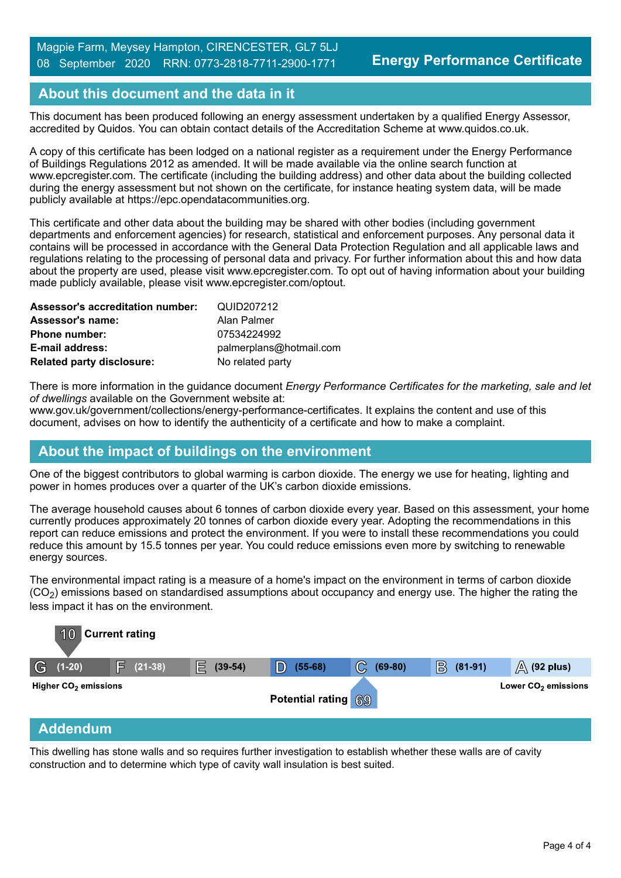Magpie Farm, Meysey Hampton, CIRENCESTER, GL7 5LJ
08 September 2020 RRN: 0773-2818-7711-2900-1771

**Energy Performance Certificate**

## About this document and the data in it

This document has been produced following an energy assessment undertaken by a qualified Energy Assessor, accredited by Quidos. You can obtain contact details of the Accreditation Scheme at www.quidos.co.uk.

A copy of this certificate has been lodged on a national register as a requirement under the Energy Performance of Buildings Regulations 2012 as amended. It will be made available via the online search function at www.epcregister.com. The certificate (including the building address) and other data about the building collected during the energy assessment but not shown on the certificate, for instance heating system data, will be made publicly available at https://epc.opendatacommunities.org.

This certificate and other data about the building may be shared with other bodies (including government departments and enforcement agencies) for research, statistical and enforcement purposes. Any personal data it contains will be processed in accordance with the General Data Protection Regulation and all applicable laws and regulations relating to the processing of personal data and privacy. For further information about this and how data about the property are used, please visit www.epcregister.com. To opt out of having information about your building made publicly available, please visit www.epcregister.com/optout.

| | |
|---|---|
| **Assessor's accreditation number:** | QUID207212 |
| **Assessor's name:** | Alan Palmer |
| **Phone number:** | 07534224992 |
| **E-mail address:** | palmerplans@hotmail.com |
| **Related party disclosure:** | No related party |

There is more information in the guidance document *Energy Performance Certificates for the marketing, sale and let of dwellings* available on the Government website at: www.gov.uk/government/collections/energy-performance-certificates. It explains the content and use of this document, advises on how to identify the authenticity of a certificate and how to make a complaint.

## About the impact of buildings on the environment

One of the biggest contributors to global warming is carbon dioxide. The energy we use for heating, lighting and power in homes produces over a quarter of the UK's carbon dioxide emissions.

The average household causes about 6 tonnes of carbon dioxide every year. Based on this assessment, your home currently produces approximately 20 tonnes of carbon dioxide every year. Adopting the recommendations in this report can reduce emissions and protect the environment. If you were to install these recommendations you could reduce this amount by 15.5 tonnes per year. You could reduce emissions even more by switching to renewable energy sources.

The environmental impact rating is a measure of a home's impact on the environment in terms of carbon dioxide ($CO_2$) emissions based on standardised assumptions about occupancy and energy use. The higher the rating the less impact it has on the environment.

10 Current rating

G (1-20) F (21-38) E (39-54) D (55-68) C (69-80) B (81-91) A (92 plus)

Higher $CO_2$ emissions

Lower $CO_2$ emissions

Potential rating 69

## Addendum

This dwelling has stone walls and so requires further investigation to establish whether these walls are of cavity construction and to determine which type of cavity wall insulation is best suited.